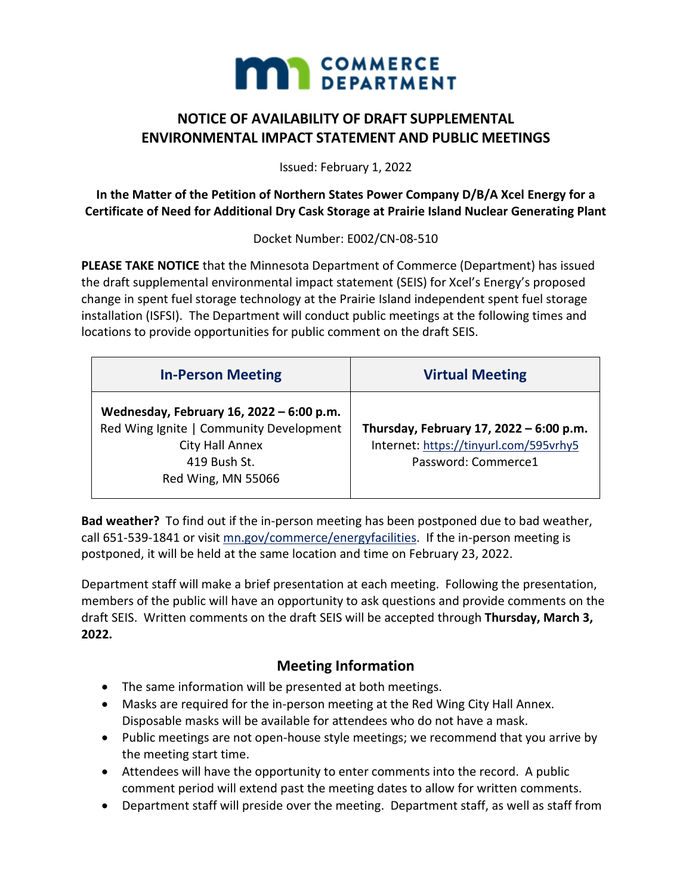COMMERCE DEPARTMENT

# NOTICE OF AVAILABILITY OF DRAFT SUPPLEMENTAL ENVIRONMENTAL IMPACT STATEMENT AND PUBLIC MEETINGS

Issued: February 1, 2022

**In the Matter of the Petition of Northern States Power Company D/B/A Xcel Energy for a Certificate of Need for Additional Dry Cask Storage at Prairie Island Nuclear Generating Plant**

Docket Number: E002/CN-08-510

**PLEASE TAKE NOTICE** that the Minnesota Department of Commerce (Department) has issued the draft supplemental environmental impact statement (SEIS) for Xcel's Energy's proposed change in spent fuel storage technology at the Prairie Island independent spent fuel storage installation (ISFSI). The Department will conduct public meetings at the following times and locations to provide opportunities for public comment on the draft SEIS.

| In-Person Meeting | Virtual Meeting |
|---|---|
| **Wednesday, February 16, 2022 – 6:00 p.m.**<br>Red Wing Ignite \| Community Development<br>City Hall Annex<br>419 Bush St.<br>Red Wing, MN 55066 | **Thursday, February 17, 2022 – 6:00 p.m.**<br>Internet: https://tinyurl.com/595vrhy5<br>Password: Commerce1 |

**Bad weather?** To find out if the in-person meeting has been postponed due to bad weather, call 651-539-1841 or visit mn.gov/commerce/energyfacilities. If the in-person meeting is postponed, it will be held at the same location and time on February 23, 2022.

Department staff will make a brief presentation at each meeting. Following the presentation, members of the public will have an opportunity to ask questions and provide comments on the draft SEIS. Written comments on the draft SEIS will be accepted through **Thursday, March 3, 2022.**

## Meeting Information

- The same information will be presented at both meetings.
- Masks are required for the in-person meeting at the Red Wing City Hall Annex. Disposable masks will be available for attendees who do not have a mask.
- Public meetings are not open-house style meetings; we recommend that you arrive by the meeting start time.
- Attendees will have the opportunity to enter comments into the record. A public comment period will extend past the meeting dates to allow for written comments.
- Department staff will preside over the meeting. Department staff, as well as staff from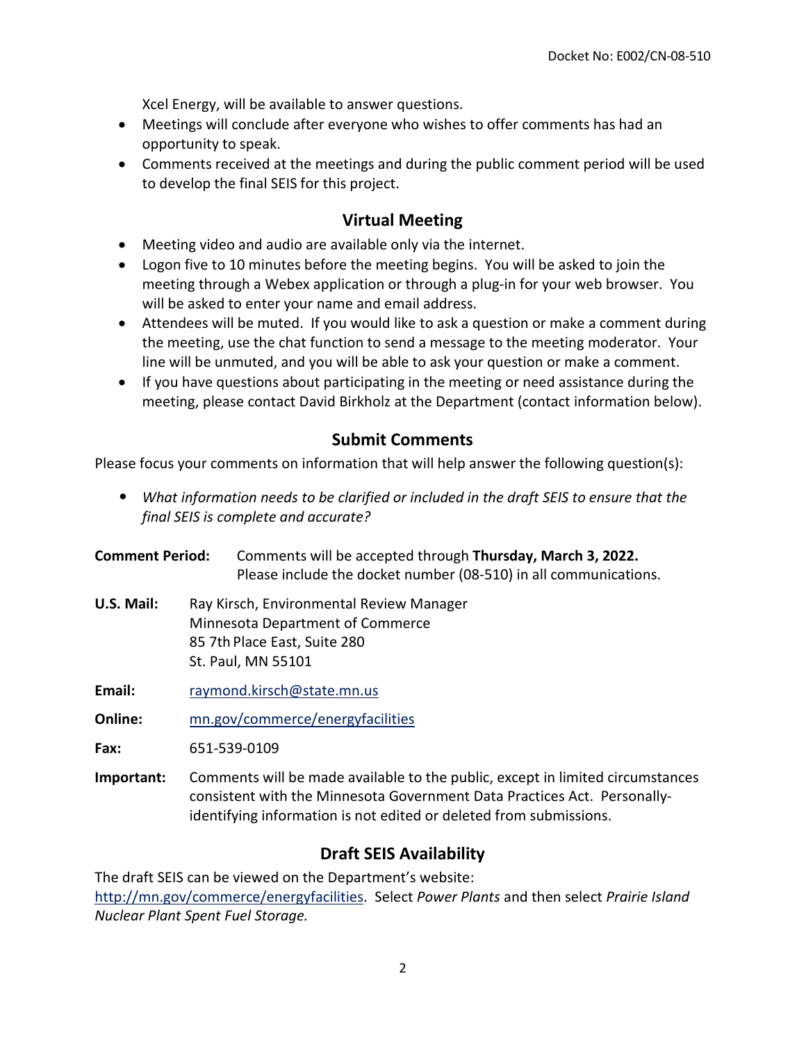Xcel Energy, will be available to answer questions.

- Meetings will conclude after everyone who wishes to offer comments has had an opportunity to speak.
- Comments received at the meetings and during the public comment period will be used to develop the final SEIS for this project.

## Virtual Meeting

- Meeting video and audio are available only via the internet.
- Logon five to 10 minutes before the meeting begins. You will be asked to join the meeting through a Webex application or through a plug-in for your web browser. You will be asked to enter your name and email address.
- Attendees will be muted. If you would like to ask a question or make a comment during the meeting, use the chat function to send a message to the meeting moderator. Your line will be unmuted, and you will be able to ask your question or make a comment.
- If you have questions about participating in the meeting or need assistance during the meeting, please contact David Birkholz at the Department (contact information below).

## Submit Comments

Please focus your comments on information that will help answer the following question(s):

- *What information needs to be clarified or included in the draft SEIS to ensure that the final SEIS is complete and accurate?*

**Comment Period:** Comments will be accepted through **Thursday, March 3, 2022.** Please include the docket number (08-510) in all communications.

**U.S. Mail:** Ray Kirsch, Environmental Review Manager
Minnesota Department of Commerce
85 7th Place East, Suite 280
St. Paul, MN 55101

**Email:** raymond.kirsch@state.mn.us

**Online:** mn.gov/commerce/energyfacilities

**Fax:** 651-539-0109

**Important:** Comments will be made available to the public, except in limited circumstances consistent with the Minnesota Government Data Practices Act. Personally-identifying information is not edited or deleted from submissions.

## Draft SEIS Availability

The draft SEIS can be viewed on the Department's website: http://mn.gov/commerce/energyfacilities. Select *Power Plants* and then select *Prairie Island Nuclear Plant Spent Fuel Storage.*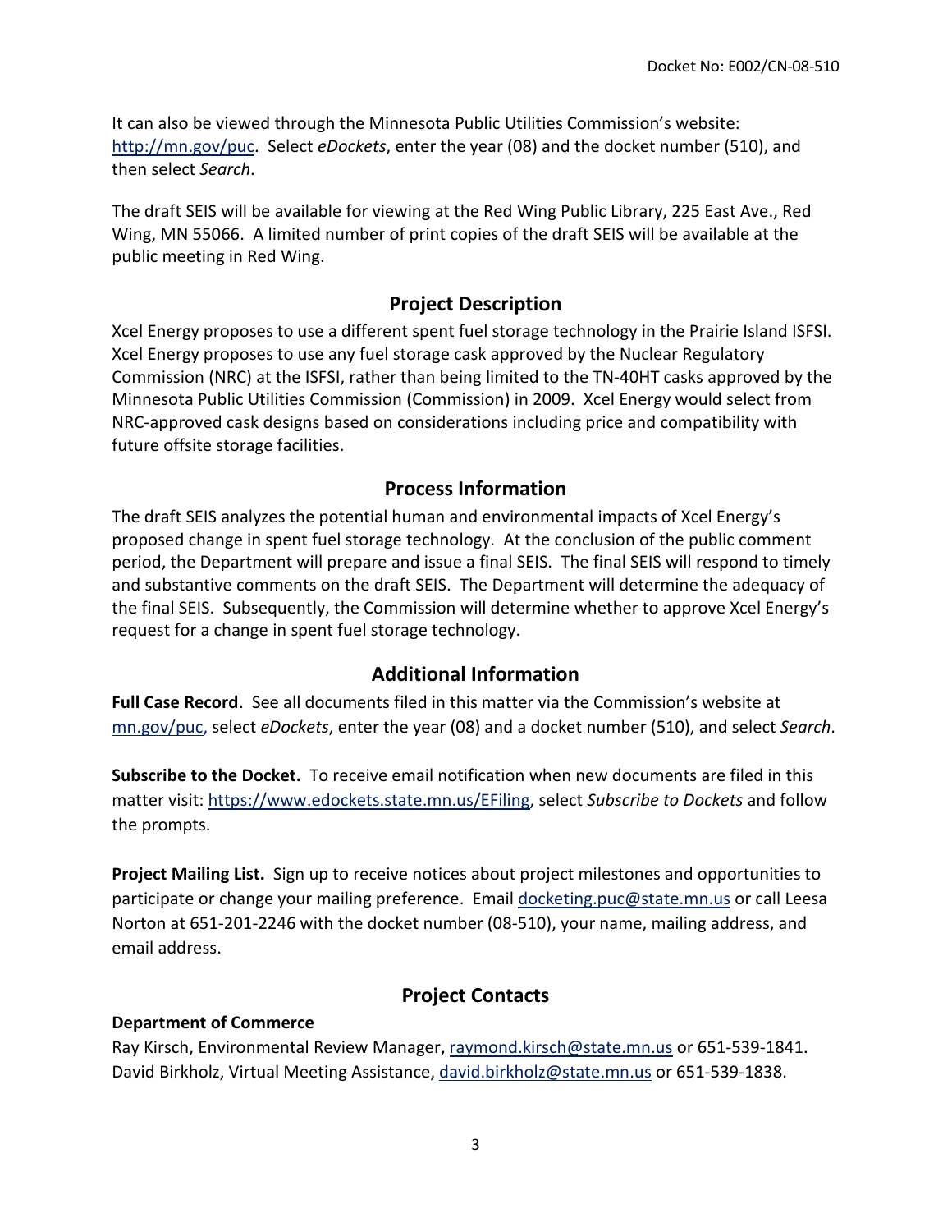It can also be viewed through the Minnesota Public Utilities Commission's website: http://mn.gov/puc. Select *eDockets*, enter the year (08) and the docket number (510), and then select *Search*.

The draft SEIS will be available for viewing at the Red Wing Public Library, 225 East Ave., Red Wing, MN 55066. A limited number of print copies of the draft SEIS will be available at the public meeting in Red Wing.

## Project Description

Xcel Energy proposes to use a different spent fuel storage technology in the Prairie Island ISFSI. Xcel Energy proposes to use any fuel storage cask approved by the Nuclear Regulatory Commission (NRC) at the ISFSI, rather than being limited to the TN-40HT casks approved by the Minnesota Public Utilities Commission (Commission) in 2009. Xcel Energy would select from NRC-approved cask designs based on considerations including price and compatibility with future offsite storage facilities.

## Process Information

The draft SEIS analyzes the potential human and environmental impacts of Xcel Energy's proposed change in spent fuel storage technology. At the conclusion of the public comment period, the Department will prepare and issue a final SEIS. The final SEIS will respond to timely and substantive comments on the draft SEIS. The Department will determine the adequacy of the final SEIS. Subsequently, the Commission will determine whether to approve Xcel Energy's request for a change in spent fuel storage technology.

## Additional Information

**Full Case Record.** See all documents filed in this matter via the Commission's website at mn.gov/puc, select *eDockets*, enter the year (08) and a docket number (510), and select *Search*.

**Subscribe to the Docket.** To receive email notification when new documents are filed in this matter visit: https://www.edockets.state.mn.us/EFiling, select *Subscribe to Dockets* and follow the prompts.

**Project Mailing List.** Sign up to receive notices about project milestones and opportunities to participate or change your mailing preference. Email docketing.puc@state.mn.us or call Leesa Norton at 651-201-2246 with the docket number (08-510), your name, mailing address, and email address.

## Project Contacts

**Department of Commerce**

Ray Kirsch, Environmental Review Manager, raymond.kirsch@state.mn.us or 651-539-1841.
David Birkholz, Virtual Meeting Assistance, david.birkholz@state.mn.us or 651-539-1838.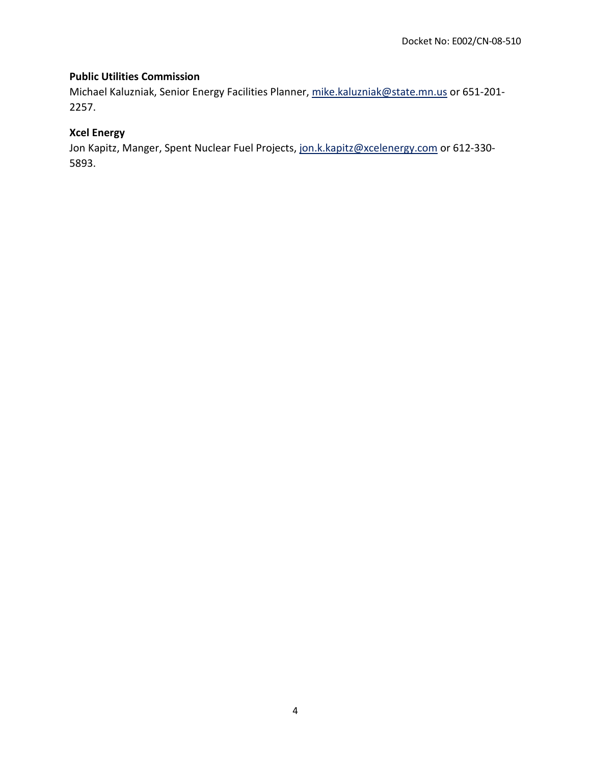**Public Utilities Commission**

Michael Kaluzniak, Senior Energy Facilities Planner, mike.kaluzniak@state.mn.us or 651-201-2257.

**Xcel Energy**

Jon Kapitz, Manger, Spent Nuclear Fuel Projects, jon.k.kapitz@xcelenergy.com or 612-330-5893.